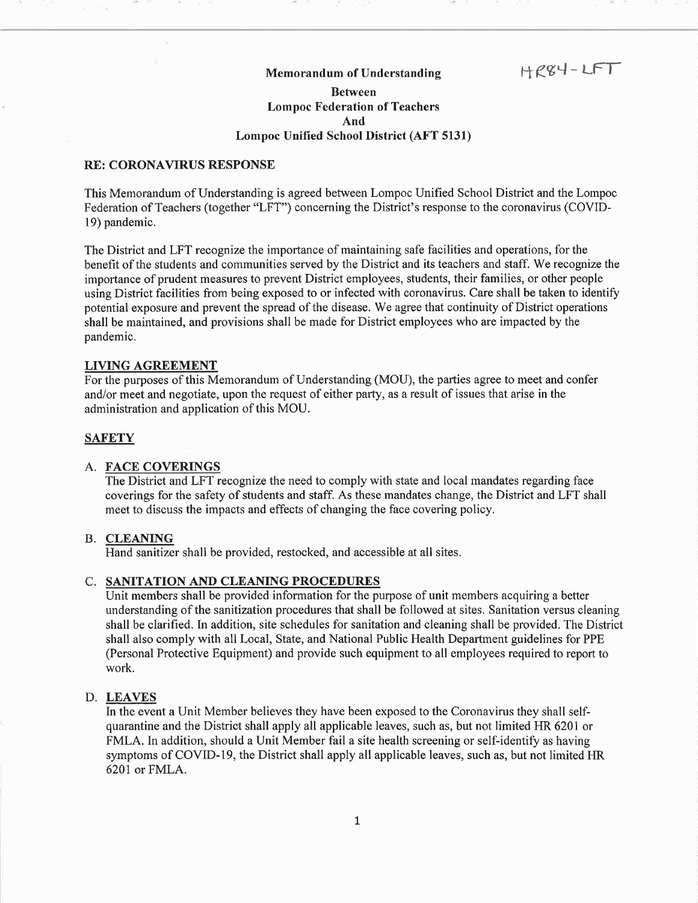HR84-LFT

**Memorandum of Understanding**

**Between**
**Lompoc Federation of Teachers**
**And**
**Lompoc Unified School District (AFT 5131)**

**RE: CORONAVIRUS RESPONSE**

This Memorandum of Understanding is agreed between Lompoc Unified School District and the Lompoc Federation of Teachers (together "LFT") concerning the District's response to the coronavirus (COVID-19) pandemic.

The District and LFT recognize the importance of maintaining safe facilities and operations, for the benefit of the students and communities served by the District and its teachers and staff. We recognize the importance of prudent measures to prevent District employees, students, their families, or other people using District facilities from being exposed to or infected with coronavirus. Care shall be taken to identify potential exposure and prevent the spread of the disease. We agree that continuity of District operations shall be maintained, and provisions shall be made for District employees who are impacted by the pandemic.

**LIVING AGREEMENT**

For the purposes of this Memorandum of Understanding (MOU), the parties agree to meet and confer and/or meet and negotiate, upon the request of either party, as a result of issues that arise in the administration and application of this MOU.

**SAFETY**

A. **FACE COVERINGS**

The District and LFT recognize the need to comply with state and local mandates regarding face coverings for the safety of students and staff. As these mandates change, the District and LFT shall meet to discuss the impacts and effects of changing the face covering policy.

B. **CLEANING**

Hand sanitizer shall be provided, restocked, and accessible at all sites.

C. **SANITATION AND CLEANING PROCEDURES**

Unit members shall be provided information for the purpose of unit members acquiring a better understanding of the sanitization procedures that shall be followed at sites. Sanitation versus cleaning shall be clarified. In addition, site schedules for sanitation and cleaning shall be provided. The District shall also comply with all Local, State, and National Public Health Department guidelines for PPE (Personal Protective Equipment) and provide such equipment to all employees required to report to work.

D. **LEAVES**

In the event a Unit Member believes they have been exposed to the Coronavirus they shall self-quarantine and the District shall apply all applicable leaves, such as, but not limited HR 6201 or FMLA. In addition, should a Unit Member fail a site health screening or self-identify as having symptoms of COVID-19, the District shall apply all applicable leaves, such as, but not limited HR 6201 or FMLA.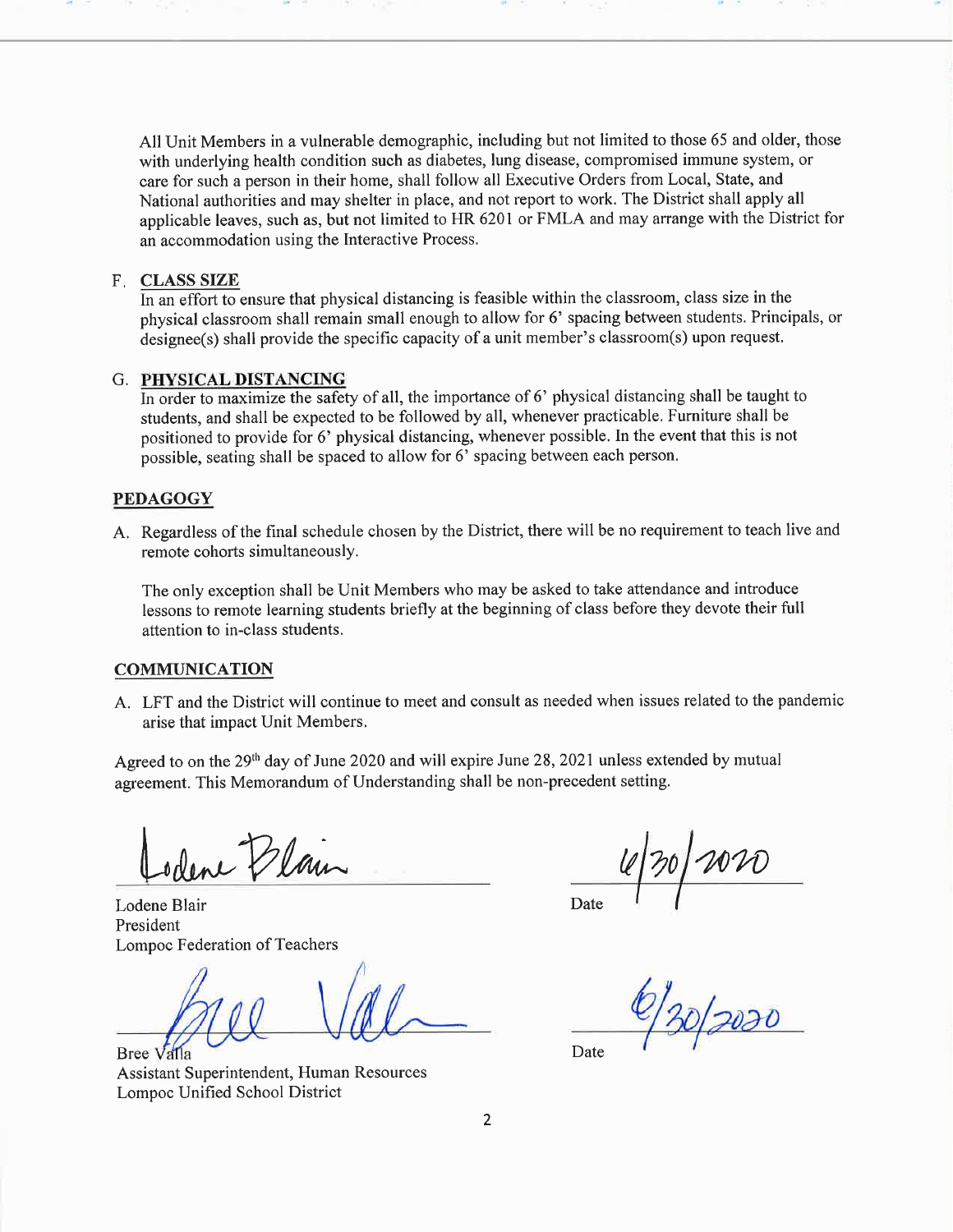All Unit Members in a vulnerable demographic, including but not limited to those 65 and older, those with underlying health condition such as diabetes, lung disease, compromised immune system, or care for such a person in their home, shall follow all Executive Orders from Local, State, and National authorities and may shelter in place, and not report to work. The District shall apply all applicable leaves, such as, but not limited to HR 6201 or FMLA and may arrange with the District for an accommodation using the Interactive Process.

F. **CLASS SIZE**
In an effort to ensure that physical distancing is feasible within the classroom, class size in the physical classroom shall remain small enough to allow for 6' spacing between students. Principals, or designee(s) shall provide the specific capacity of a unit member's classroom(s) upon request.

G. **PHYSICAL DISTANCING**
In order to maximize the safety of all, the importance of 6' physical distancing shall be taught to students, and shall be expected to be followed by all, whenever practicable. Furniture shall be positioned to provide for 6' physical distancing, whenever possible. In the event that this is not possible, seating shall be spaced to allow for 6' spacing between each person.

## PEDAGOGY

A. Regardless of the final schedule chosen by the District, there will be no requirement to teach live and remote cohorts simultaneously.

   The only exception shall be Unit Members who may be asked to take attendance and introduce lessons to remote learning students briefly at the beginning of class before they devote their full attention to in-class students.

## COMMUNICATION

A. LFT and the District will continue to meet and consult as needed when issues related to the pandemic arise that impact Unit Members.

Agreed to on the 29th day of June 2020 and will expire June 28, 2021 unless extended by mutual agreement. This Memorandum of Understanding shall be non-precedent setting.

Lodene Blair
Lodene Blair
President
Lompoc Federation of Teachers

Date 6/30/2020

Bree Valla
Bree Valla
Assistant Superintendent, Human Resources
Lompoc Unified School District

Date 6/30/2020